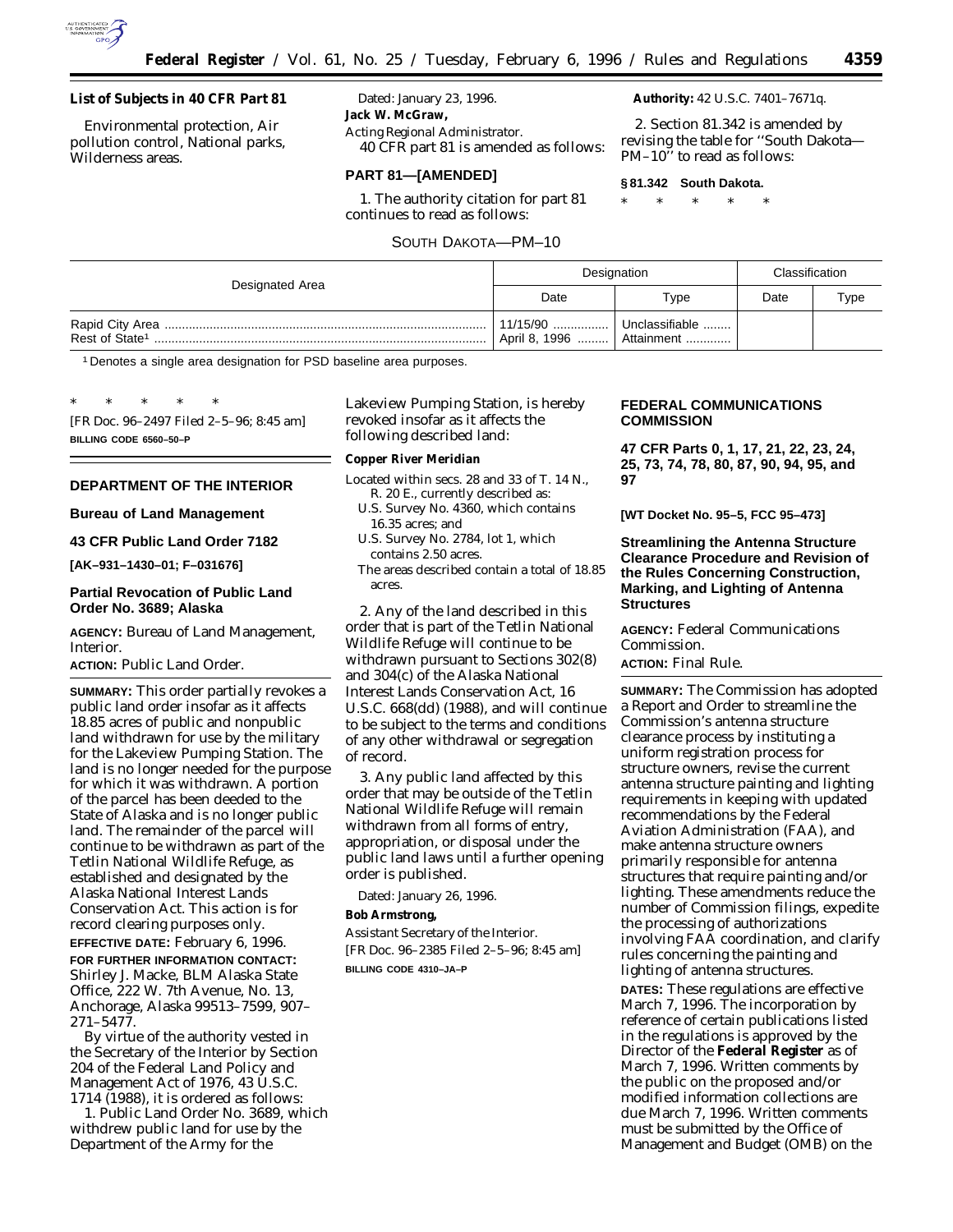**List of Subjects in 40 CFR Part 81**

Environmental protection, Air pollution control, National parks, Wilderness areas.

Dated: January 23, 1996.

**Jack W. McGraw,**

*Acting Regional Administrator.*

40 CFR part 81 is amended as follows:

## PART 81—[AMENDED]

1. The authority citation for part 81 continues to read as follows:

**Authority:** 42 U.S.C. 7401–7671q.

2. Section 81.342 is amended by revising the table for ''South Dakota—PM–10'' to read as follows:

**§ 81.342 South Dakota.**

\* \* \* \* \*

SOUTH DAKOTA—PM–10

| Designated Area | Designation | | Classification | |
|---|---|---|---|---|
| | Date | Type | Date | Type |
| Rapid City Area | 11/15/90 | Unclassifiable | | |
| Rest of State[1] | April 8, 1996 | Attainment | | |

[1] Denotes a single area designation for PSD baseline area purposes.

\* \* \* \* \*

[FR Doc. 96–2497 Filed 2–5–96; 8:45 am]

**BILLING CODE 6560–50–P**

## DEPARTMENT OF THE INTERIOR

### Bureau of Land Management

### 43 CFR Public Land Order 7182

**[AK–931–1430–01; F–031676]**

### Partial Revocation of Public Land Order No. 3689; Alaska

**AGENCY:** Bureau of Land Management, Interior.

**ACTION:** Public Land Order.

**SUMMARY:** This order partially revokes a public land order insofar as it affects 18.85 acres of public and nonpublic land withdrawn for use by the military for the Lakeview Pumping Station. The land is no longer needed for the purpose for which it was withdrawn. A portion of the parcel has been deeded to the State of Alaska and is no longer public land. The remainder of the parcel will continue to be withdrawn as part of the Tetlin National Wildlife Refuge, as established and designated by the Alaska National Interest Lands Conservation Act. This action is for record clearing purposes only.

**EFFECTIVE DATE:** February 6, 1996.

**FOR FURTHER INFORMATION CONTACT:** Shirley J. Macke, BLM Alaska State Office, 222 W. 7th Avenue, No. 13, Anchorage, Alaska 99513–7599, 907–271–5477.

By virtue of the authority vested in the Secretary of the Interior by Section 204 of the Federal Land Policy and Management Act of 1976, 43 U.S.C. 1714 (1988), it is ordered as follows:

1. Public Land Order No. 3689, which withdrew public land for use by the Department of the Army for the Lakeview Pumping Station, is hereby revoked insofar as it affects the following described land:

**Copper River Meridian**

Located within secs. 28 and 33 of T. 14 N., R. 20 E., currently described as:

U.S. Survey No. 4360, which contains 16.35 acres; and

U.S. Survey No. 2784, lot 1, which contains 2.50 acres.

The areas described contain a total of 18.85 acres.

2. Any of the land described in this order that is part of the Tetlin National Wildlife Refuge will continue to be withdrawn pursuant to Sections 302(8) and 304(c) of the Alaska National Interest Lands Conservation Act, 16 U.S.C. 668(dd) (1988), and will continue to be subject to the terms and conditions of any other withdrawal or segregation of record.

3. Any public land affected by this order that may be outside of the Tetlin National Wildlife Refuge will remain withdrawn from all forms of entry, appropriation, or disposal under the public land laws until a further opening order is published.

Dated: January 26, 1996.

**Bob Armstrong,**

*Assistant Secretary of the Interior.*

[FR Doc. 96–2385 Filed 2–5–96; 8:45 am]

**BILLING CODE 4310–JA–P**

## FEDERAL COMMUNICATIONS COMMISSION

### 47 CFR Parts 0, 1, 17, 21, 22, 23, 24, 25, 73, 74, 78, 80, 87, 90, 94, 95, and 97

**[WT Docket No. 95–5, FCC 95–473]**

### Streamlining the Antenna Structure Clearance Procedure and Revision of the Rules Concerning Construction, Marking, and Lighting of Antenna Structures

**AGENCY:** Federal Communications Commission.

**ACTION:** Final Rule.

**SUMMARY:** The Commission has adopted a Report and Order to streamline the Commission's antenna structure clearance process by instituting a uniform registration process for structure owners, revise the current antenna structure painting and lighting requirements in keeping with updated recommendations by the Federal Aviation Administration (FAA), and make antenna structure owners primarily responsible for antenna structures that require painting and/or lighting. These amendments reduce the number of Commission filings, expedite the processing of authorizations involving FAA coordination, and clarify rules concerning the painting and lighting of antenna structures.

**DATES:** These regulations are effective March 7, 1996. The incorporation by reference of certain publications listed in the regulations is approved by the Director of the **Federal Register** as of March 7, 1996. Written comments by the public on the proposed and/or modified information collections are due March 7, 1996. Written comments must be submitted by the Office of Management and Budget (OMB) on the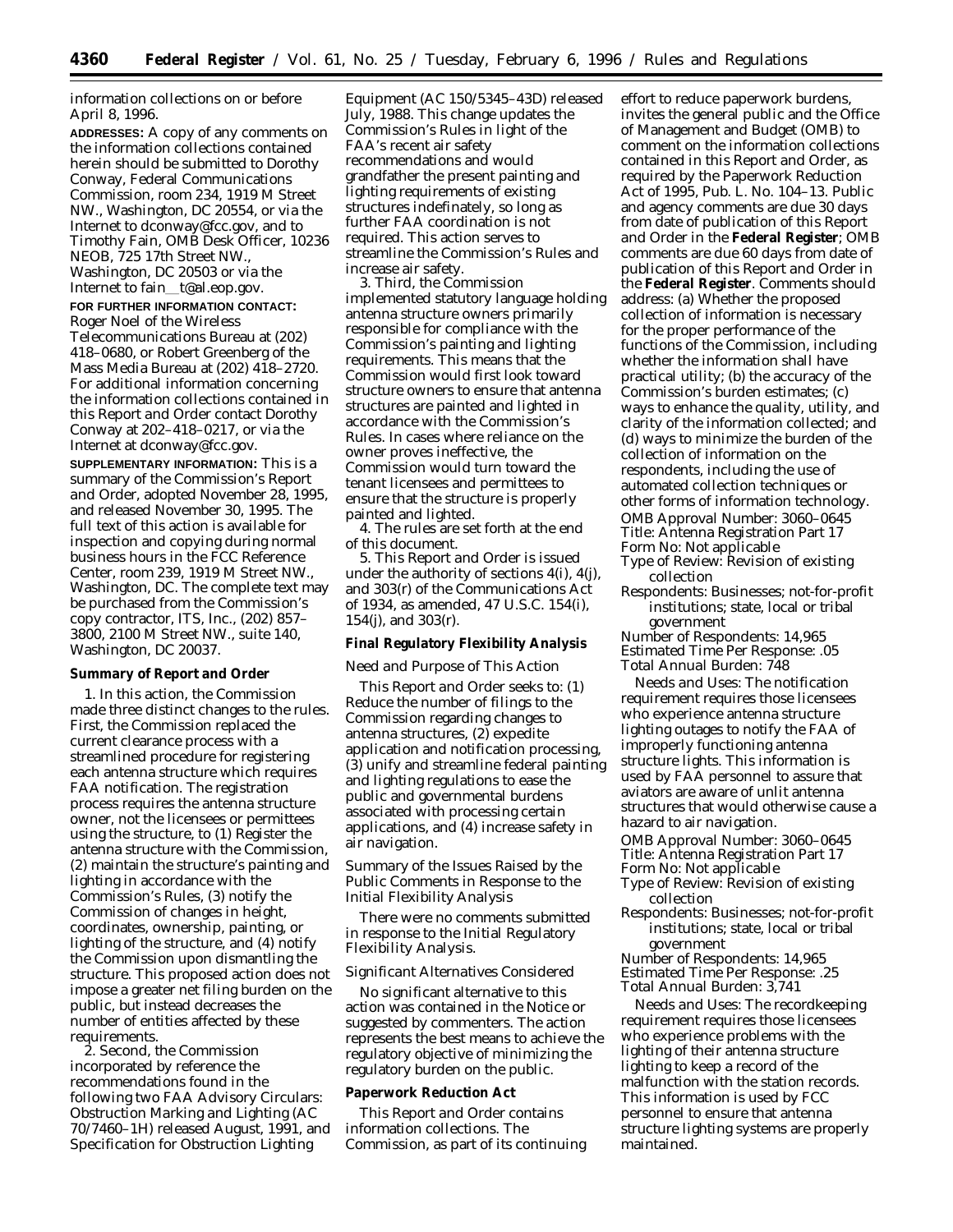information collections on or before April 8, 1996.

**ADDRESSES:** A copy of any comments on the information collections contained herein should be submitted to Dorothy Conway, Federal Communications Commission, room 234, 1919 M Street NW., Washington, DC 20554, or via the Internet to dconway@fcc.gov, and to Timothy Fain, OMB Desk Officer, 10236 NEOB, 725 17th Street NW., Washington, DC 20503 or via the Internet to fain__t@al.eop.gov.

**FOR FURTHER INFORMATION CONTACT:** Roger Noel of the Wireless Telecommunications Bureau at (202) 418–0680, or Robert Greenberg of the Mass Media Bureau at (202) 418–2720. For additional information concerning the information collections contained in this Report and Order contact Dorothy Conway at 202–418–0217, or via the Internet at dconway@fcc.gov.

**SUPPLEMENTARY INFORMATION:** This is a summary of the Commission's Report and Order, adopted November 28, 1995, and released November 30, 1995. The full text of this action is available for inspection and copying during normal business hours in the FCC Reference Center, room 239, 1919 M Street NW., Washington, DC. The complete text may be purchased from the Commission's copy contractor, ITS, Inc., (202) 857–3800, 2100 M Street NW., suite 140, Washington, DC 20037.

**Summary of Report and Order**

1. In this action, the Commission made three distinct changes to the rules. First, the Commission replaced the current clearance process with a streamlined procedure for registering each antenna structure which requires FAA notification. The registration process requires the antenna structure owner, not the licensees or permittees using the structure, to (1) Register the antenna structure with the Commission, (2) maintain the structure's painting and lighting in accordance with the Commission's Rules, (3) notify the Commission of changes in height, coordinates, ownership, painting, or lighting of the structure, and (4) notify the Commission upon dismantling the structure. This proposed action does not impose a greater net filing burden on the public, but instead decreases the number of entities affected by these requirements.

2. Second, the Commission incorporated by reference the recommendations found in the following two FAA Advisory Circulars: Obstruction Marking and Lighting (AC 70/7460–1H) released August, 1991, and Specification for Obstruction Lighting Equipment (AC 150/5345–43D) released July, 1988. This change updates the Commission's Rules in light of the FAA's recent air safety recommendations and would grandfather the present painting and lighting requirements of existing structures indefinately, so long as further FAA coordination is not required. This action serves to streamline the Commission's Rules and increase air safety.

3. Third, the Commission implemented statutory language holding antenna structure owners primarily responsible for compliance with the Commission's painting and lighting requirements. This means that the Commission would first look toward structure owners to ensure that antenna structures are painted and lighted in accordance with the Commission's Rules. In cases where reliance on the owner proves ineffective, the Commission would turn toward the tenant licensees and permittees to ensure that the structure is properly painted and lighted.

4. The rules are set forth at the end of this document.

5. This Report and Order is issued under the authority of sections 4(i), 4(j), and 303(r) of the Communications Act of 1934, as amended, 47 U.S.C. 154(i), 154(j), and 303(r).

**Final Regulatory Flexibility Analysis**

*Need and Purpose of This Action*

This Report and Order seeks to: (1) Reduce the number of filings to the Commission regarding changes to antenna structures, (2) expedite application and notification processing, (3) unify and streamline federal painting and lighting regulations to ease the public and governmental burdens associated with processing certain applications, and (4) increase safety in air navigation.

*Summary of the Issues Raised by the Public Comments in Response to the Initial Flexibility Analysis*

There were no comments submitted in response to the Initial Regulatory Flexibility Analysis.

*Significant Alternatives Considered*

No significant alternative to this action was contained in the Notice or suggested by commenters. The action represents the best means to achieve the regulatory objective of minimizing the regulatory burden on the public.

**Paperwork Reduction Act**

This Report and Order contains information collections. The Commission, as part of its continuing effort to reduce paperwork burdens, invites the general public and the Office of Management and Budget (OMB) to comment on the information collections contained in this Report and Order, as required by the Paperwork Reduction Act of 1995, Pub. L. No. 104–13. Public and agency comments are due 30 days from date of publication of this Report and Order in the **Federal Register**; OMB comments are due 60 days from date of publication of this Report and Order in the **Federal Register**. Comments should address: (a) Whether the proposed collection of information is necessary for the proper performance of the functions of the Commission, including whether the information shall have practical utility; (b) the accuracy of the Commission's burden estimates; (c) ways to enhance the quality, utility, and clarity of the information collected; and (d) ways to minimize the burden of the collection of information on the respondents, including the use of automated collection techniques or other forms of information technology.

OMB Approval Number: 3060–0645
Title: Antenna Registration Part 17
Form No: Not applicable
Type of Review: Revision of existing collection
Respondents: Businesses; not-for-profit institutions; state, local or tribal government
Number of Respondents: 14,965
Estimated Time Per Response: .05
Total Annual Burden: 748

Needs and Uses: The notification requirement requires those licensees who experience antenna structure lighting outages to notify the FAA of improperly functioning antenna structure lights. This information is used by FAA personnel to assure that aviators are aware of unlit antenna structures that would otherwise cause a hazard to air navigation.

OMB Approval Number: 3060–0645
Title: Antenna Registration Part 17
Form No: Not applicable
Type of Review: Revision of existing collection
Respondents: Businesses; not-for-profit institutions; state, local or tribal government
Number of Respondents: 14,965
Estimated Time Per Response: .25
Total Annual Burden: 3,741

Needs and Uses: The recordkeeping requirement requires those licensees who experience problems with the lighting of their antenna structure lighting to keep a record of the malfunction with the station records. This information is used by FCC personnel to ensure that antenna structure lighting systems are properly maintained.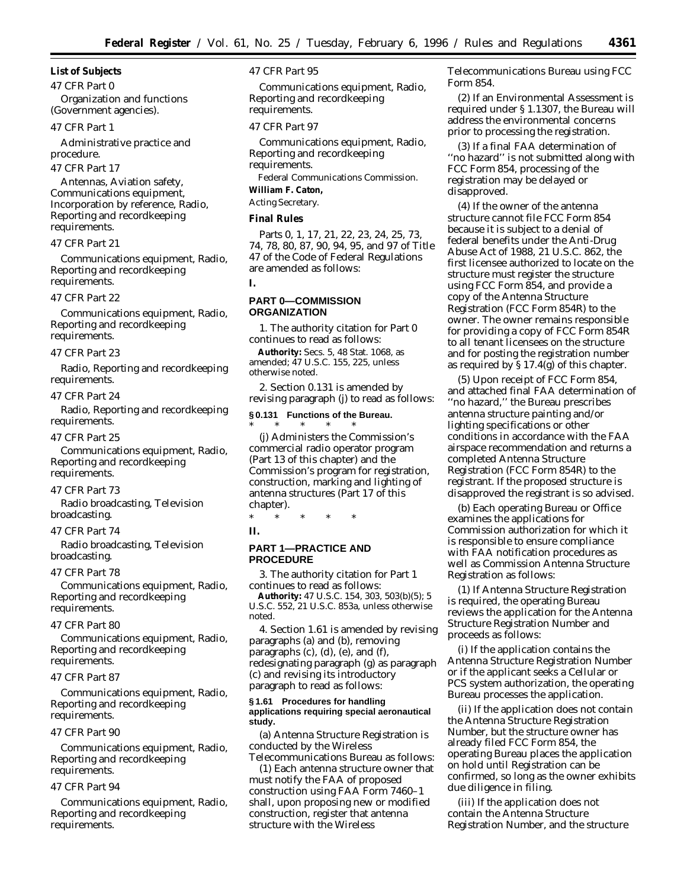**List of Subjects**

47 CFR Part 0

Organization and functions (Government agencies).

47 CFR Part 1

Administrative practice and procedure.

47 CFR Part 17

Antennas, Aviation safety, Communications equipment, Incorporation by reference, Radio, Reporting and recordkeeping requirements.

47 CFR Part 21

Communications equipment, Radio, Reporting and recordkeeping requirements.

47 CFR Part 22

Communications equipment, Radio, Reporting and recordkeeping requirements.

47 CFR Part 23

Radio, Reporting and recordkeeping requirements.

47 CFR Part 24

Radio, Reporting and recordkeeping requirements.

47 CFR Part 25

Communications equipment, Radio, Reporting and recordkeeping requirements.

47 CFR Part 73

Radio broadcasting, Television broadcasting.

47 CFR Part 74

Radio broadcasting, Television broadcasting.

47 CFR Part 78

Communications equipment, Radio, Reporting and recordkeeping requirements.

47 CFR Part 80

Communications equipment, Radio, Reporting and recordkeeping requirements.

47 CFR Part 87

Communications equipment, Radio, Reporting and recordkeeping requirements.

47 CFR Part 90

Communications equipment, Radio, Reporting and recordkeeping requirements.

47 CFR Part 94

Communications equipment, Radio, Reporting and recordkeeping requirements.

47 CFR Part 95

Communications equipment, Radio, Reporting and recordkeeping requirements.

47 CFR Part 97

Communications equipment, Radio, Reporting and recordkeeping requirements.

Federal Communications Commission.

**William F. Caton,**

*Acting Secretary.*

**Final Rules**

Parts 0, 1, 17, 21, 22, 23, 24, 25, 73, 74, 78, 80, 87, 90, 94, 95, and 97 of Title 47 of the Code of Federal Regulations are amended as follows:

**I.**

**PART 0—COMMISSION ORGANIZATION**

1. The authority citation for Part 0 continues to read as follows:

**Authority:** Secs. 5, 48 Stat. 1068, as amended; 47 U.S.C. 155, 225, unless otherwise noted.

2. Section 0.131 is amended by revising paragraph (j) to read as follows:

**§ 0.131 Functions of the Bureau.**

\* \* \* \* \*

(j) Administers the Commission's commercial radio operator program (Part 13 of this chapter) and the Commission's program for registration, construction, marking and lighting of antenna structures (Part 17 of this chapter).

\* \* \* \* \*

**II.**

**PART 1—PRACTICE AND PROCEDURE**

3. The authority citation for Part 1 continues to read as follows:

**Authority:** 47 U.S.C. 154, 303, 503(b)(5); 5 U.S.C. 552, 21 U.S.C. 853a, unless otherwise noted.

4. Section 1.61 is amended by revising paragraphs (a) and (b), removing paragraphs (c), (d), (e), and (f), redesignating paragraph (g) as paragraph (c) and revising its introductory paragraph to read as follows:

**§ 1.61 Procedures for handling applications requiring special aeronautical study.**

(a) Antenna Structure Registration is conducted by the Wireless Telecommunications Bureau as follows:

(1) Each antenna structure owner that must notify the FAA of proposed construction using FAA Form 7460–1 shall, upon proposing new or modified construction, register that antenna structure with the Wireless Telecommunications Bureau using FCC Form 854.

(2) If an Environmental Assessment is required under § 1.1307, the Bureau will address the environmental concerns prior to processing the registration.

(3) If a final FAA determination of ''no hazard'' is not submitted along with FCC Form 854, processing of the registration may be delayed or disapproved.

(4) If the owner of the antenna structure cannot file FCC Form 854 because it is subject to a denial of federal benefits under the Anti-Drug Abuse Act of 1988, 21 U.S.C. 862, the first licensee authorized to locate on the structure must register the structure using FCC Form 854, and provide a copy of the Antenna Structure Registration (FCC Form 854R) to the owner. The owner remains responsible for providing a copy of FCC Form 854R to all tenant licensees on the structure and for posting the registration number as required by § 17.4(g) of this chapter.

(5) Upon receipt of FCC Form 854, and attached final FAA determination of ''no hazard,'' the Bureau prescribes antenna structure painting and/or lighting specifications or other conditions in accordance with the FAA airspace recommendation and returns a completed Antenna Structure Registration (FCC Form 854R) to the registrant. If the proposed structure is disapproved the registrant is so advised.

(b) Each operating Bureau or Office examines the applications for Commission authorization for which it is responsible to ensure compliance with FAA notification procedures as well as Commission Antenna Structure Registration as follows:

(1) If Antenna Structure Registration is required, the operating Bureau reviews the application for the Antenna Structure Registration Number and proceeds as follows:

(i) If the application contains the Antenna Structure Registration Number or if the applicant seeks a Cellular or PCS system authorization, the operating Bureau processes the application.

(ii) If the application does not contain the Antenna Structure Registration Number, but the structure owner has already filed FCC Form 854, the operating Bureau places the application on hold until Registration can be confirmed, so long as the owner exhibits due diligence in filing.

(iii) If the application does not contain the Antenna Structure Registration Number, and the structure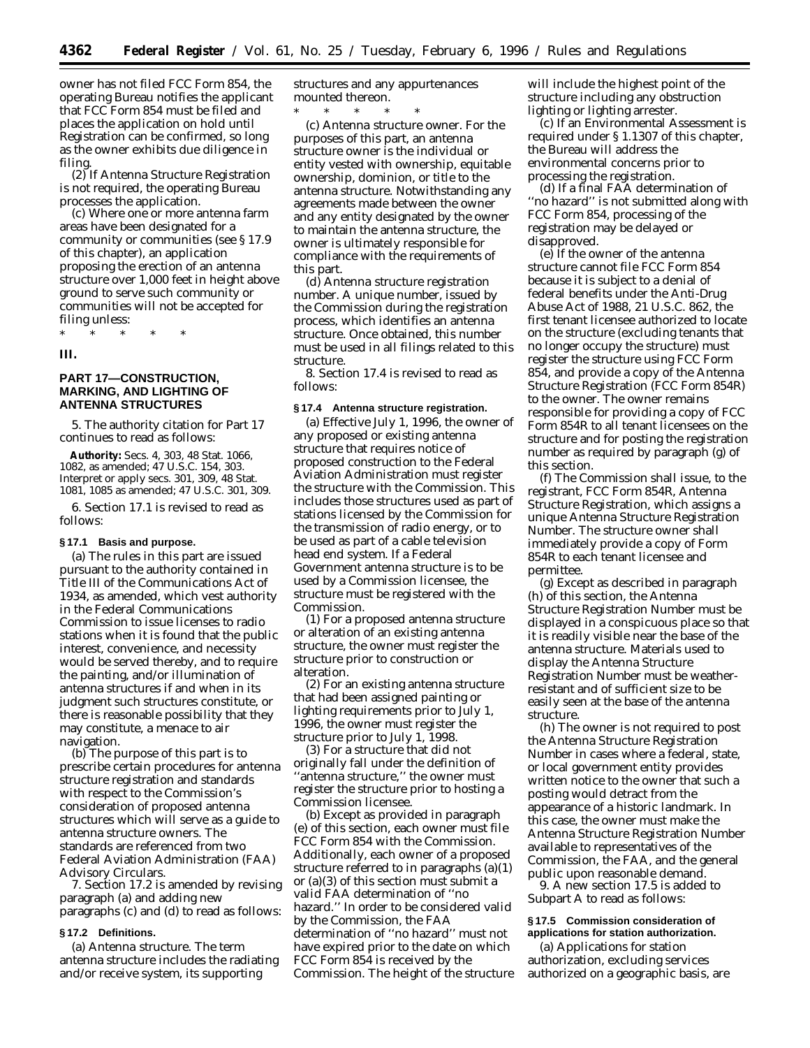owner has not filed FCC Form 854, the operating Bureau notifies the applicant that FCC Form 854 must be filed and places the application on hold until Registration can be confirmed, so long as the owner exhibits due diligence in filing.

(2) If Antenna Structure Registration is not required, the operating Bureau processes the application.

(c) Where one or more antenna farm areas have been designated for a community or communities (see § 17.9 of this chapter), an application proposing the erection of an antenna structure over 1,000 feet in height above ground to serve such community or communities will not be accepted for filing unless:

\* \* \* \* \*

**III.**

## PART 17—CONSTRUCTION, MARKING, AND LIGHTING OF ANTENNA STRUCTURES

5. The authority citation for Part 17 continues to read as follows:

**Authority:** Secs. 4, 303, 48 Stat. 1066, 1082, as amended; 47 U.S.C. 154, 303. Interpret or apply secs. 301, 309, 48 Stat. 1081, 1085 as amended; 47 U.S.C. 301, 309.

6. Section 17.1 is revised to read as follows:

### § 17.1 Basis and purpose.

(a) The rules in this part are issued pursuant to the authority contained in Title III of the Communications Act of 1934, as amended, which vest authority in the Federal Communications Commission to issue licenses to radio stations when it is found that the public interest, convenience, and necessity would be served thereby, and to require the painting, and/or illumination of antenna structures if and when in its judgment such structures constitute, or there is reasonable possibility that they may constitute, a menace to air navigation.

(b) The purpose of this part is to prescribe certain procedures for antenna structure registration and standards with respect to the Commission's consideration of proposed antenna structures which will serve as a guide to antenna structure owners. The standards are referenced from two Federal Aviation Administration (FAA) Advisory Circulars.

7. Section 17.2 is amended by revising paragraph (a) and adding new paragraphs (c) and (d) to read as follows:

### § 17.2 Definitions.

(a) *Antenna structure.* The term antenna structure includes the radiating and/or receive system, its supporting structures and any appurtenances mounted thereon.

\* \* \* \* \*

(c) *Antenna structure owner.* For the purposes of this part, an antenna structure owner is the individual or entity vested with ownership, equitable ownership, dominion, or title to the antenna structure. Notwithstanding any agreements made between the owner and any entity designated by the owner to maintain the antenna structure, the owner is ultimately responsible for compliance with the requirements of this part.

(d) *Antenna structure registration number.* A unique number, issued by the Commission during the registration process, which identifies an antenna structure. Once obtained, this number must be used in all filings related to this structure.

8. Section 17.4 is revised to read as follows:

### § 17.4 Antenna structure registration.

(a) Effective July 1, 1996, the owner of any proposed or existing antenna structure that requires notice of proposed construction to the Federal Aviation Administration must register the structure with the Commission. This includes those structures used as part of stations licensed by the Commission for the transmission of radio energy, or to be used as part of a cable television head end system. If a Federal Government antenna structure is to be used by a Commission licensee, the structure must be registered with the Commission.

(1) For a proposed antenna structure or alteration of an existing antenna structure, the owner must register the structure prior to construction or alteration.

(2) For an existing antenna structure that had been assigned painting or lighting requirements prior to July 1, 1996, the owner must register the structure prior to July 1, 1998.

(3) For a structure that did not originally fall under the definition of ''antenna structure,'' the owner must register the structure prior to hosting a Commission licensee.

(b) Except as provided in paragraph (e) of this section, each owner must file FCC Form 854 with the Commission. Additionally, each owner of a proposed structure referred to in paragraphs (a)(1) or (a)(3) of this section must submit a valid FAA determination of ''no hazard.'' In order to be considered valid by the Commission, the FAA determination of ''no hazard'' must not have expired prior to the date on which FCC Form 854 is received by the Commission. The height of the structure will include the highest point of the structure including any obstruction lighting or lighting arrester.

(c) If an Environmental Assessment is required under § 1.1307 of this chapter, the Bureau will address the environmental concerns prior to processing the registration.

(d) If a final FAA determination of ''no hazard'' is not submitted along with FCC Form 854, processing of the registration may be delayed or disapproved.

(e) If the owner of the antenna structure cannot file FCC Form 854 because it is subject to a denial of federal benefits under the Anti-Drug Abuse Act of 1988, 21 U.S.C. 862, the first tenant licensee authorized to locate on the structure (excluding tenants that no longer occupy the structure) must register the structure using FCC Form 854, and provide a copy of the Antenna Structure Registration (FCC Form 854R) to the owner. The owner remains responsible for providing a copy of FCC Form 854R to all tenant licensees on the structure and for posting the registration number as required by paragraph (g) of this section.

(f) The Commission shall issue, to the registrant, FCC Form 854R, Antenna Structure Registration, which assigns a unique Antenna Structure Registration Number. The structure owner shall immediately provide a copy of Form 854R to each tenant licensee and permittee.

(g) Except as described in paragraph (h) of this section, the Antenna Structure Registration Number must be displayed in a conspicuous place so that it is readily visible near the base of the antenna structure. Materials used to display the Antenna Structure Registration Number must be weather-resistant and of sufficient size to be easily seen at the base of the antenna structure.

(h) The owner is not required to post the Antenna Structure Registration Number in cases where a federal, state, or local government entity provides written notice to the owner that such a posting would detract from the appearance of a historic landmark. In this case, the owner must make the Antenna Structure Registration Number available to representatives of the Commission, the FAA, and the general public upon reasonable demand.

9. A new section 17.5 is added to Subpart A to read as follows:

### § 17.5 Commission consideration of applications for station authorization.

(a) Applications for station authorization, excluding services authorized on a geographic basis, are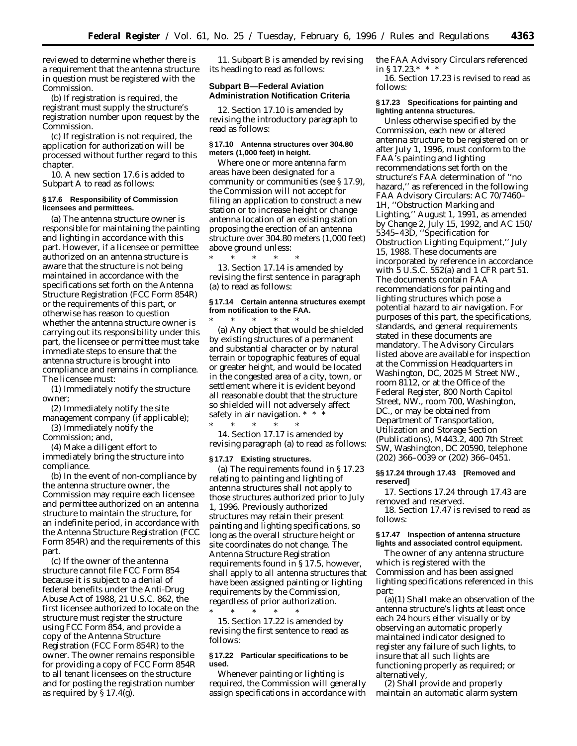reviewed to determine whether there is a requirement that the antenna structure in question must be registered with the Commission.

(b) If registration is required, the registrant must supply the structure's registration number upon request by the Commission.

(c) If registration is not required, the application for authorization will be processed without further regard to this chapter.

10. A new section 17.6 is added to Subpart A to read as follows:

**§ 17.6 Responsibility of Commission licensees and permittees.**

(a) The antenna structure owner is responsible for maintaining the painting and lighting in accordance with this part. However, if a licensee or permittee authorized on an antenna structure is aware that the structure is not being maintained in accordance with the specifications set forth on the Antenna Structure Registration (FCC Form 854R) or the requirements of this part, or otherwise has reason to question whether the antenna structure owner is carrying out its responsibility under this part, the licensee or permittee must take immediate steps to ensure that the antenna structure is brought into compliance and remains in compliance. The licensee must:

(1) Immediately notify the structure owner;

(2) Immediately notify the site management company (if applicable);

(3) Immediately notify the Commission; and,

(4) Make a diligent effort to immediately bring the structure into compliance.

(b) In the event of non-compliance by the antenna structure owner, the Commission may require each licensee and permittee authorized on an antenna structure to maintain the structure, for an indefinite period, in accordance with the Antenna Structure Registration (FCC Form 854R) and the requirements of this part.

(c) If the owner of the antenna structure cannot file FCC Form 854 because it is subject to a denial of federal benefits under the Anti-Drug Abuse Act of 1988, 21 U.S.C. 862, the first licensee authorized to locate on the structure must register the structure using FCC Form 854, and provide a copy of the Antenna Structure Registration (FCC Form 854R) to the owner. The owner remains responsible for providing a copy of FCC Form 854R to all tenant licensees on the structure and for posting the registration number as required by § 17.4(g).

11. Subpart B is amended by revising its heading to read as follows:

**Subpart B—Federal Aviation Administration Notification Criteria**

12. Section 17.10 is amended by revising the introductory paragraph to read as follows:

**§ 17.10 Antenna structures over 304.80 meters (1,000 feet) in height.**

Where one or more antenna farm areas have been designated for a community or communities (see § 17.9), the Commission will not accept for filing an application to construct a new station or to increase height or change antenna location of an existing station proposing the erection of an antenna structure over 304.80 meters (1,000 feet) above ground unless:

\* \* \* \* \*

13. Section 17.14 is amended by revising the first sentence in paragraph (a) to read as follows:

**§ 17.14 Certain antenna structures exempt from notification to the FAA.**

\* \* \* \* \*

(a) Any object that would be shielded by existing structures of a permanent and substantial character or by natural terrain or topographic features of equal or greater height, and would be located in the congested area of a city, town, or settlement where it is evident beyond all reasonable doubt that the structure so shielded will not adversely affect safety in air navigation. \* \* \*

\* \* \* \* \*

14. Section 17.17 is amended by revising paragraph (a) to read as follows:

**§ 17.17 Existing structures.**

(a) The requirements found in § 17.23 relating to painting and lighting of antenna structures shall not apply to those structures authorized prior to July 1, 1996. Previously authorized structures may retain their present painting and lighting specifications, so long as the overall structure height or site coordinates do not change. The Antenna Structure Registration requirements found in § 17.5, however, shall apply to all antenna structures that have been assigned painting or lighting requirements by the Commission, regardless of prior authorization.

\* \* \* \* \*

15. Section 17.22 is amended by revising the first sentence to read as follows:

**§ 17.22 Particular specifications to be used.**

Whenever painting or lighting is required, the Commission will generally assign specifications in accordance with the FAA Advisory Circulars referenced in § 17.23.\* \* \*

16. Section 17.23 is revised to read as follows:

**§ 17.23 Specifications for painting and lighting antenna structures.**

Unless otherwise specified by the Commission, each new or altered antenna structure to be registered on or after July 1, 1996, must conform to the FAA's painting and lighting recommendations set forth on the structure's FAA determination of ''no hazard,'' as referenced in the following FAA Advisory Circulars: AC 70/7460–1H, ''Obstruction Marking and Lighting,'' August 1, 1991, as amended by Change 2, July 15, 1992, and AC 150/5345–43D, ''Specification for Obstruction Lighting Equipment,'' July 15, 1988. These documents are incorporated by reference in accordance with 5 U.S.C. 552(a) and 1 CFR part 51. The documents contain FAA recommendations for painting and lighting structures which pose a potential hazard to air navigation. For purposes of this part, the specifications, standards, and general requirements stated in these documents are mandatory. The Advisory Circulars listed above are available for inspection at the Commission Headquarters in Washington, DC, 2025 M Street NW., room 8112, or at the Office of the Federal Register, 800 North Capitol Street, NW., room 700, Washington, DC., or may be obtained from Department of Transportation, Utilization and Storage Section (Publications), M443.2, 400 7th Street SW, Washington, DC 20590, telephone (202) 366–0039 or (202) 366–0451.

**§§ 17.24 through 17.43 [Removed and reserved]**

17. Sections 17.24 through 17.43 are removed and reserved.

18. Section 17.47 is revised to read as follows:

**§ 17.47 Inspection of antenna structure lights and associated control equipment.**

The owner of any antenna structure which is registered with the Commission and has been assigned lighting specifications referenced in this part:

(a)(1) Shall make an observation of the antenna structure's lights at least once each 24 hours either visually or by observing an automatic properly maintained indicator designed to register any failure of such lights, to insure that all such lights are functioning properly as required; or alternatively,

(2) Shall provide and properly maintain an automatic alarm system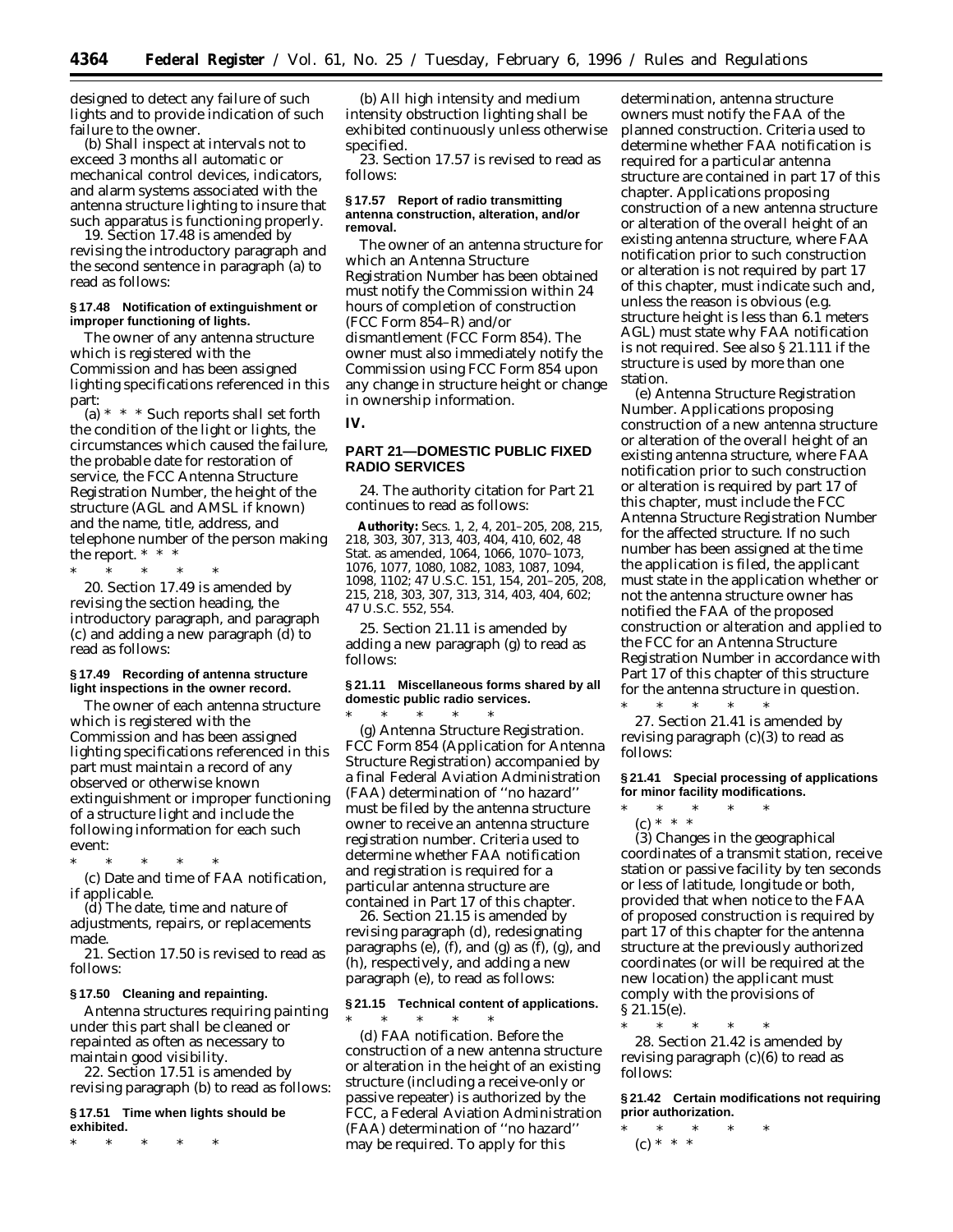designed to detect any failure of such lights and to provide indication of such failure to the owner.

(b) Shall inspect at intervals not to exceed 3 months all automatic or mechanical control devices, indicators, and alarm systems associated with the antenna structure lighting to insure that such apparatus is functioning properly.

19. Section 17.48 is amended by revising the introductory paragraph and the second sentence in paragraph (a) to read as follows:

**§ 17.48 Notification of extinguishment or improper functioning of lights.**

The owner of any antenna structure which is registered with the Commission and has been assigned lighting specifications referenced in this part:

(a) * * * Such reports shall set forth the condition of the light or lights, the circumstances which caused the failure, the probable date for restoration of service, the FCC Antenna Structure Registration Number, the height of the structure (AGL and AMSL if known) and the name, title, address, and telephone number of the person making the report. * * *

\* \* \* \* \*

20. Section 17.49 is amended by revising the section heading, the introductory paragraph, and paragraph (c) and adding a new paragraph (d) to read as follows:

**§ 17.49 Recording of antenna structure light inspections in the owner record.**

The owner of each antenna structure which is registered with the Commission and has been assigned lighting specifications referenced in this part must maintain a record of any observed or otherwise known extinguishment or improper functioning of a structure light and include the following information for each such event:

\* \* \* \* \*

(c) Date and time of FAA notification, if applicable.

(d) The date, time and nature of adjustments, repairs, or replacements made.

21. Section 17.50 is revised to read as follows:

**§ 17.50 Cleaning and repainting.**

Antenna structures requiring painting under this part shall be cleaned or repainted as often as necessary to maintain good visibility.

22. Section 17.51 is amended by revising paragraph (b) to read as follows:

**§ 17.51 Time when lights should be exhibited.**

\* \* \* \* \*

(b) All high intensity and medium intensity obstruction lighting shall be exhibited continuously unless otherwise specified.

23. Section 17.57 is revised to read as follows:

**§ 17.57 Report of radio transmitting antenna construction, alteration, and/or removal.**

The owner of an antenna structure for which an Antenna Structure Registration Number has been obtained must notify the Commission within 24 hours of completion of construction (FCC Form 854–R) and/or dismantlement (FCC Form 854). The owner must also immediately notify the Commission using FCC Form 854 upon any change in structure height or change in ownership information.

## IV.

## PART 21—DOMESTIC PUBLIC FIXED RADIO SERVICES

24. The authority citation for Part 21 continues to read as follows:

**Authority:** Secs. 1, 2, 4, 201–205, 208, 215, 218, 303, 307, 313, 403, 404, 410, 602, 48 Stat. as amended, 1064, 1066, 1070–1073, 1076, 1077, 1080, 1082, 1083, 1087, 1094, 1098, 1102; 47 U.S.C. 151, 154, 201–205, 208, 215, 218, 303, 307, 313, 314, 403, 404, 602; 47 U.S.C. 552, 554.

25. Section 21.11 is amended by adding a new paragraph (g) to read as follows:

**§ 21.11 Miscellaneous forms shared by all domestic public radio services.**

\* \* \* \* \*

(g) *Antenna Structure Registration.* FCC Form 854 (Application for Antenna Structure Registration) accompanied by a final Federal Aviation Administration (FAA) determination of ''no hazard'' must be filed by the antenna structure owner to receive an antenna structure registration number. Criteria used to determine whether FAA notification and registration is required for a particular antenna structure are contained in Part 17 of this chapter.

26. Section 21.15 is amended by revising paragraph (d), redesignating paragraphs (e), (f), and (g) as (f), (g), and (h), respectively, and adding a new paragraph (e), to read as follows:

**§ 21.15 Technical content of applications.**

\* \* \* \* \*

(d) *FAA notification.* Before the construction of a new antenna structure or alteration in the height of an existing structure (including a receive-only or passive repeater) is authorized by the FCC, a Federal Aviation Administration (FAA) determination of ''no hazard'' may be required. To apply for this determination, antenna structure owners must notify the FAA of the planned construction. Criteria used to determine whether FAA notification is required for a particular antenna structure are contained in part 17 of this chapter. Applications proposing construction of a new antenna structure or alteration of the overall height of an existing antenna structure, where FAA notification prior to such construction or alteration is not required by part 17 of this chapter, must indicate such and, unless the reason is obvious (e.g. structure height is less than 6.1 meters AGL) must state why FAA notification is not required. See also § 21.111 if the structure is used by more than one station.

(e) *Antenna Structure Registration Number.* Applications proposing construction of a new antenna structure or alteration of the overall height of an existing antenna structure, where FAA notification prior to such construction or alteration is required by part 17 of this chapter, must include the FCC Antenna Structure Registration Number for the affected structure. If no such number has been assigned at the time the application is filed, the applicant must state in the application whether or not the antenna structure owner has notified the FAA of the proposed construction or alteration and applied to the FCC for an Antenna Structure Registration Number in accordance with Part 17 of this chapter of this structure for the antenna structure in question.

\* \* \* \* \*

27. Section 21.41 is amended by revising paragraph (c)(3) to read as follows:

**§ 21.41 Special processing of applications for minor facility modifications.**

\* \* \* \* \*

(c) * * *

(3) Changes in the geographical coordinates of a transmit station, receive station or passive facility by ten seconds or less of latitude, longitude or both, provided that when notice to the FAA of proposed construction is required by part 17 of this chapter for the antenna structure at the previously authorized coordinates (or will be required at the new location) the applicant must comply with the provisions of § 21.15(e).

\* \* \* \* \*

28. Section 21.42 is amended by revising paragraph (c)(6) to read as follows:

**§ 21.42 Certain modifications not requiring prior authorization.**

\* \* \* \* \*

(c) * * *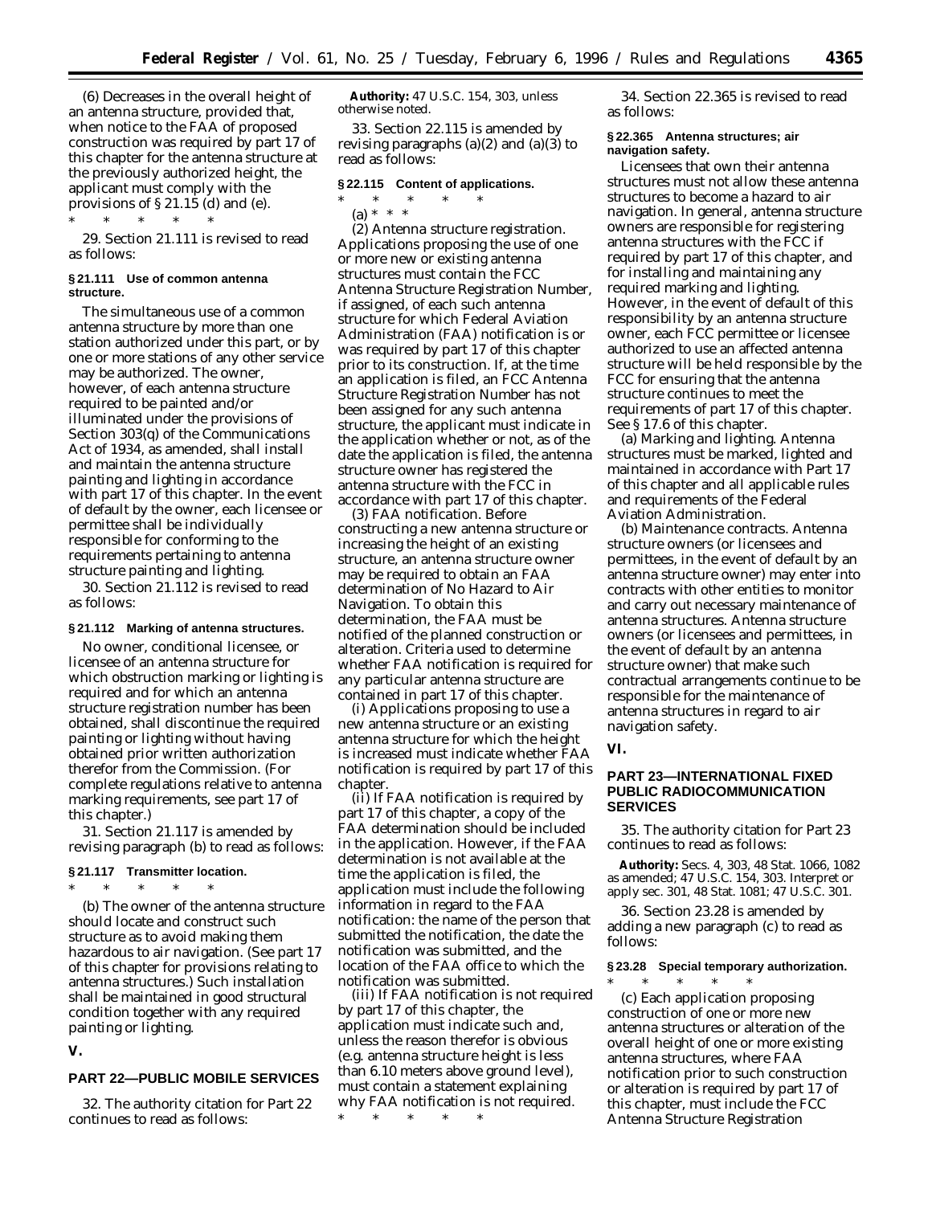(6) Decreases in the overall height of an antenna structure, provided that, when notice to the FAA of proposed construction was required by part 17 of this chapter for the antenna structure at the previously authorized height, the applicant must comply with the provisions of § 21.15 (d) and (e).

\* \* \* \* \*

29. Section 21.111 is revised to read as follows:

**§ 21.111 Use of common antenna structure.**

The simultaneous use of a common antenna structure by more than one station authorized under this part, or by one or more stations of any other service may be authorized. The owner, however, of each antenna structure required to be painted and/or illuminated under the provisions of Section 303(q) of the Communications Act of 1934, as amended, shall install and maintain the antenna structure painting and lighting in accordance with part 17 of this chapter. In the event of default by the owner, each licensee or permittee shall be individually responsible for conforming to the requirements pertaining to antenna structure painting and lighting.

30. Section 21.112 is revised to read as follows:

**§ 21.112 Marking of antenna structures.**

No owner, conditional licensee, or licensee of an antenna structure for which obstruction marking or lighting is required and for which an antenna structure registration number has been obtained, shall discontinue the required painting or lighting without having obtained prior written authorization therefor from the Commission. (For complete regulations relative to antenna marking requirements, see part 17 of this chapter.)

31. Section 21.117 is amended by revising paragraph (b) to read as follows:

**§ 21.117 Transmitter location.**

\* \* \* \* \*

(b) The owner of the antenna structure should locate and construct such structure as to avoid making them hazardous to air navigation. (See part 17 of this chapter for provisions relating to antenna structures.) Such installation shall be maintained in good structural condition together with any required painting or lighting.

## V.

## PART 22—PUBLIC MOBILE SERVICES

32. The authority citation for Part 22 continues to read as follows:

**Authority:** 47 U.S.C. 154, 303, unless otherwise noted.

33. Section 22.115 is amended by revising paragraphs (a)(2) and (a)(3) to read as follows:

**§ 22.115 Content of applications.**

\* \* \* \* \*

(a) \* \* \*

(2) *Antenna structure registration.* Applications proposing the use of one or more new or existing antenna structures must contain the FCC Antenna Structure Registration Number, if assigned, of each such antenna structure for which Federal Aviation Administration (FAA) notification is or was required by part 17 of this chapter prior to its construction. If, at the time an application is filed, an FCC Antenna Structure Registration Number has not been assigned for any such antenna structure, the applicant must indicate in the application whether or not, as of the date the application is filed, the antenna structure owner has registered the antenna structure with the FCC in accordance with part 17 of this chapter.

(3) *FAA notification.* Before constructing a new antenna structure or increasing the height of an existing structure, an antenna structure owner may be required to obtain an FAA determination of No Hazard to Air Navigation. To obtain this determination, the FAA must be notified of the planned construction or alteration. Criteria used to determine whether FAA notification is required for any particular antenna structure are contained in part 17 of this chapter.

(i) Applications proposing to use a new antenna structure or an existing antenna structure for which the height is increased must indicate whether FAA notification is required by part 17 of this chapter.

(ii) If FAA notification is required by part 17 of this chapter, a copy of the FAA determination should be included in the application. However, if the FAA determination is not available at the time the application is filed, the application must include the following information in regard to the FAA notification: the name of the person that submitted the notification, the date the notification was submitted, and the location of the FAA office to which the notification was submitted.

(iii) If FAA notification is not required by part 17 of this chapter, the application must indicate such and, unless the reason therefor is obvious (e.g. antenna structure height is less than 6.10 meters above ground level), must contain a statement explaining why FAA notification is not required.

\* \* \* \* \*

34. Section 22.365 is revised to read as follows:

**§ 22.365 Antenna structures; air navigation safety.**

Licensees that own their antenna structures must not allow these antenna structures to become a hazard to air navigation. In general, antenna structure owners are responsible for registering antenna structures with the FCC if required by part 17 of this chapter, and for installing and maintaining any required marking and lighting. However, in the event of default of this responsibility by an antenna structure owner, each FCC permittee or licensee authorized to use an affected antenna structure will be held responsible by the FCC for ensuring that the antenna structure continues to meet the requirements of part 17 of this chapter. See § 17.6 of this chapter.

(a) *Marking and lighting.* Antenna structures must be marked, lighted and maintained in accordance with Part 17 of this chapter and all applicable rules and requirements of the Federal Aviation Administration.

(b) *Maintenance contracts.* Antenna structure owners (or licensees and permittees, in the event of default by an antenna structure owner) may enter into contracts with other entities to monitor and carry out necessary maintenance of antenna structures. Antenna structure owners (or licensees and permittees, in the event of default by an antenna structure owner) that make such contractual arrangements continue to be responsible for the maintenance of antenna structures in regard to air navigation safety.

## VI.

## PART 23—INTERNATIONAL FIXED PUBLIC RADIOCOMMUNICATION SERVICES

35. The authority citation for Part 23 continues to read as follows:

**Authority:** Secs. 4, 303, 48 Stat. 1066, 1082 as amended; 47 U.S.C. 154, 303. Interpret or apply sec. 301, 48 Stat. 1081; 47 U.S.C. 301.

36. Section 23.28 is amended by adding a new paragraph (c) to read as follows:

**§ 23.28 Special temporary authorization.**

\* \* \* \* \*

(c) Each application proposing construction of one or more new antenna structures or alteration of the overall height of one or more existing antenna structures, where FAA notification prior to such construction or alteration is required by part 17 of this chapter, must include the FCC Antenna Structure Registration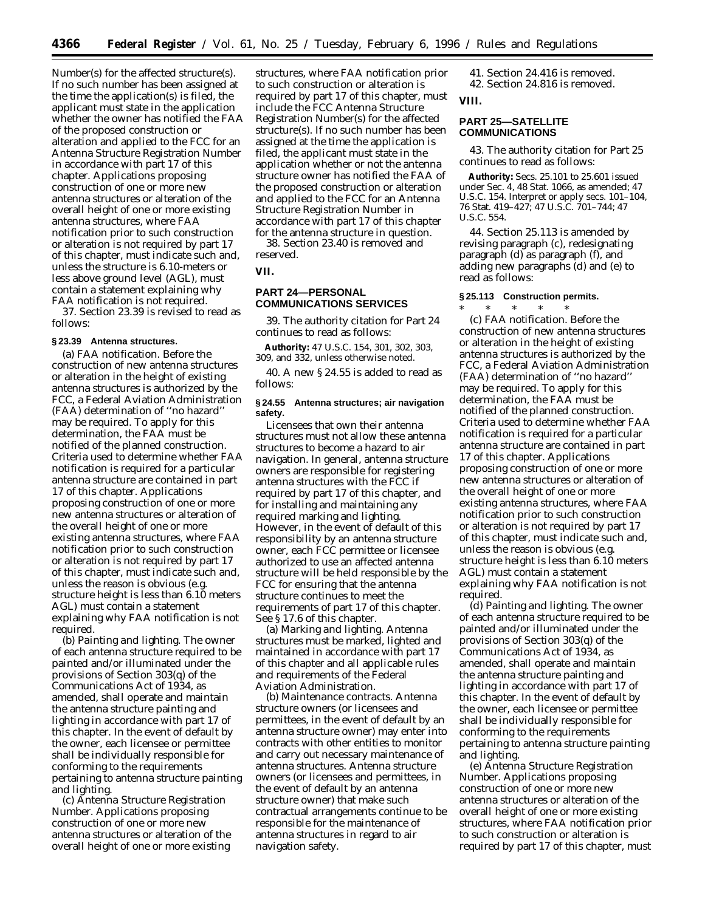Number(s) for the affected structure(s). If no such number has been assigned at the time the application(s) is filed, the applicant must state in the application whether the owner has notified the FAA of the proposed construction or alteration and applied to the FCC for an Antenna Structure Registration Number in accordance with part 17 of this chapter. Applications proposing construction of one or more new antenna structures or alteration of the overall height of one or more existing antenna structures, where FAA notification prior to such construction or alteration is not required by part 17 of this chapter, must indicate such and, unless the structure is 6.10-meters or less above ground level (AGL), must contain a statement explaining why FAA notification is not required.

37. Section 23.39 is revised to read as follows:

**§ 23.39 Antenna structures.**

(a) *FAA notification.* Before the construction of new antenna structures or alteration in the height of existing antenna structures is authorized by the FCC, a Federal Aviation Administration (FAA) determination of ''no hazard'' may be required. To apply for this determination, the FAA must be notified of the planned construction. Criteria used to determine whether FAA notification is required for a particular antenna structure are contained in part 17 of this chapter. Applications proposing construction of one or more new antenna structures or alteration of the overall height of one or more existing antenna structures, where FAA notification prior to such construction or alteration is not required by part 17 of this chapter, must indicate such and, unless the reason is obvious (e.g. structure height is less than 6.10 meters AGL) must contain a statement explaining why FAA notification is not required.

(b) *Painting and lighting.* The owner of each antenna structure required to be painted and/or illuminated under the provisions of Section 303(q) of the Communications Act of 1934, as amended, shall operate and maintain the antenna structure painting and lighting in accordance with part 17 of this chapter. In the event of default by the owner, each licensee or permittee shall be individually responsible for conforming to the requirements pertaining to antenna structure painting and lighting.

(c) *Antenna Structure Registration Number.* Applications proposing construction of one or more new antenna structures or alteration of the overall height of one or more existing structures, where FAA notification prior to such construction or alteration is required by part 17 of this chapter, must include the FCC Antenna Structure Registration Number(s) for the affected structure(s). If no such number has been assigned at the time the application is filed, the applicant must state in the application whether or not the antenna structure owner has notified the FAA of the proposed construction or alteration and applied to the FCC for an Antenna Structure Registration Number in accordance with part 17 of this chapter for the antenna structure in question.

38. Section 23.40 is removed and reserved.

## VII.

## PART 24—PERSONAL COMMUNICATIONS SERVICES

39. The authority citation for Part 24 continues to read as follows:

**Authority:** 47 U.S.C. 154, 301, 302, 303, 309, and 332, unless otherwise noted.

40. A new § 24.55 is added to read as follows:

**§ 24.55 Antenna structures; air navigation safety.**

Licensees that own their antenna structures must not allow these antenna structures to become a hazard to air navigation. In general, antenna structure owners are responsible for registering antenna structures with the FCC if required by part 17 of this chapter, and for installing and maintaining any required marking and lighting. However, in the event of default of this responsibility by an antenna structure owner, each FCC permittee or licensee authorized to use an affected antenna structure will be held responsible by the FCC for ensuring that the antenna structure continues to meet the requirements of part 17 of this chapter. See § 17.6 of this chapter.

(a) *Marking and lighting.* Antenna structures must be marked, lighted and maintained in accordance with part 17 of this chapter and all applicable rules and requirements of the Federal Aviation Administration.

(b) *Maintenance contracts.* Antenna structure owners (or licensees and permittees, in the event of default by an antenna structure owner) may enter into contracts with other entities to monitor and carry out necessary maintenance of antenna structures. Antenna structure owners (or licensees and permittees, in the event of default by an antenna structure owner) that make such contractual arrangements continue to be responsible for the maintenance of antenna structures in regard to air navigation safety.

41. Section 24.416 is removed.

42. Section 24.816 is removed.

## VIII.

## PART 25—SATELLITE COMMUNICATIONS

43. The authority citation for Part 25 continues to read as follows:

**Authority:** Secs. 25.101 to 25.601 issued under Sec. 4, 48 Stat. 1066, as amended; 47 U.S.C. 154. Interpret or apply secs. 101–104, 76 Stat. 419–427; 47 U.S.C. 701–744; 47 U.S.C. 554.

44. Section 25.113 is amended by revising paragraph (c), redesignating paragraph (d) as paragraph (f), and adding new paragraphs (d) and (e) to read as follows:

**§ 25.113 Construction permits.**

\* \* \* \* \*

(c) *FAA notification.* Before the construction of new antenna structures or alteration in the height of existing antenna structures is authorized by the FCC, a Federal Aviation Administration (FAA) determination of ''no hazard'' may be required. To apply for this determination, the FAA must be notified of the planned construction. Criteria used to determine whether FAA notification is required for a particular antenna structure are contained in part 17 of this chapter. Applications proposing construction of one or more new antenna structures or alteration of the overall height of one or more existing antenna structures, where FAA notification prior to such construction or alteration is not required by part 17 of this chapter, must indicate such and, unless the reason is obvious (e.g. structure height is less than 6.10 meters AGL) must contain a statement explaining why FAA notification is not required.

(d) *Painting and lighting.* The owner of each antenna structure required to be painted and/or illuminated under the provisions of Section 303(q) of the Communications Act of 1934, as amended, shall operate and maintain the antenna structure painting and lighting in accordance with part 17 of this chapter. In the event of default by the owner, each licensee or permittee shall be individually responsible for conforming to the requirements pertaining to antenna structure painting and lighting.

(e) *Antenna Structure Registration Number.* Applications proposing construction of one or more new antenna structures or alteration of the overall height of one or more existing structures, where FAA notification prior to such construction or alteration is required by part 17 of this chapter, must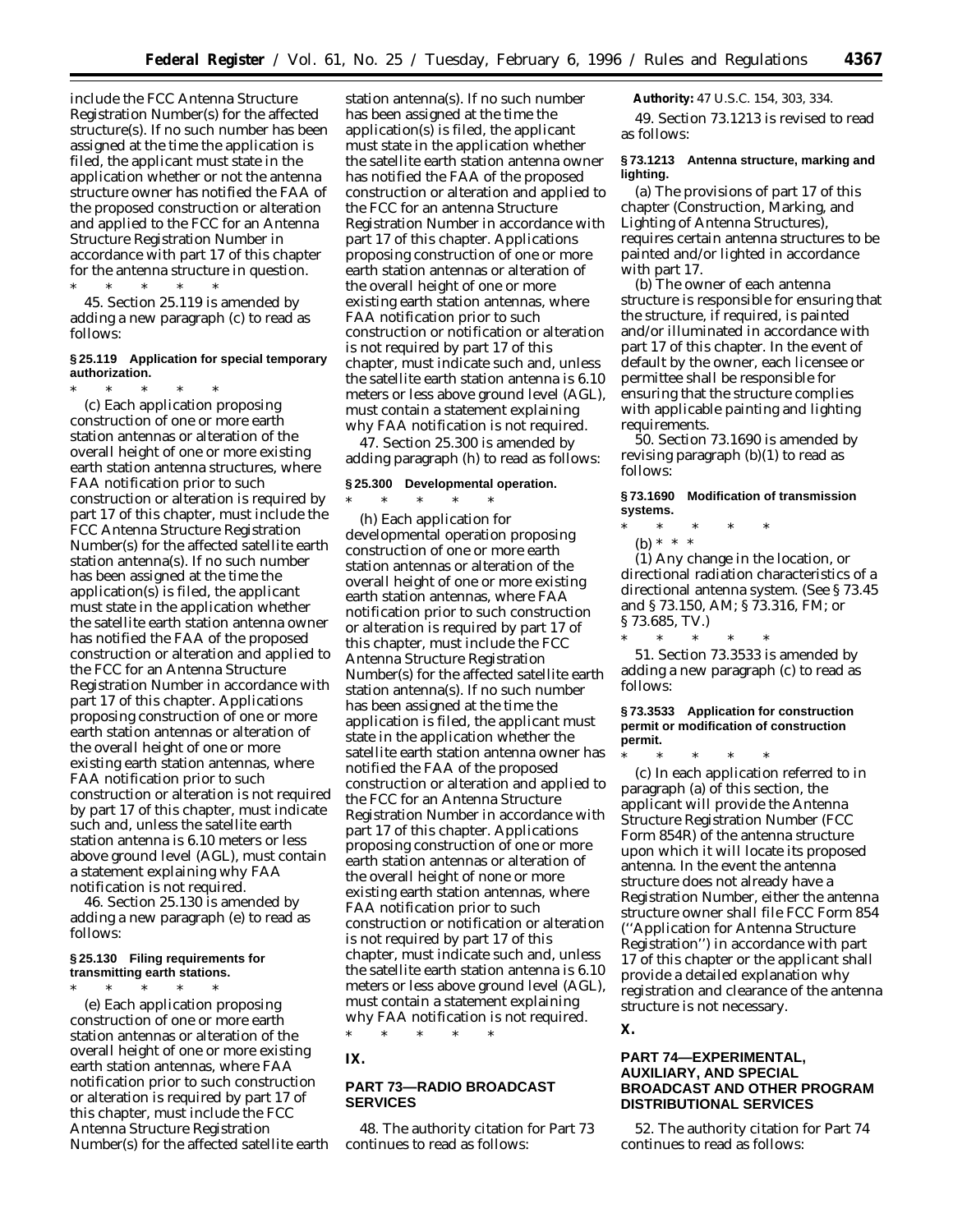include the FCC Antenna Structure Registration Number(s) for the affected structure(s). If no such number has been assigned at the time the application is filed, the applicant must state in the application whether or not the antenna structure owner has notified the FAA of the proposed construction or alteration and applied to the FCC for an Antenna Structure Registration Number in accordance with part 17 of this chapter for the antenna structure in question.

\* \* \* \* \*

45. Section 25.119 is amended by adding a new paragraph (c) to read as follows:

**§ 25.119 Application for special temporary authorization.**

\* \* \* \* \*

(c) Each application proposing construction of one or more earth station antennas or alteration of the overall height of one or more existing earth station antenna structures, where FAA notification prior to such construction or alteration is required by part 17 of this chapter, must include the FCC Antenna Structure Registration Number(s) for the affected satellite earth station antenna(s). If no such number has been assigned at the time the application(s) is filed, the applicant must state in the application whether the satellite earth station antenna owner has notified the FAA of the proposed construction or alteration and applied to the FCC for an Antenna Structure Registration Number in accordance with part 17 of this chapter. Applications proposing construction of one or more earth station antennas or alteration of the overall height of one or more existing earth station antennas, where FAA notification prior to such construction or alteration is not required by part 17 of this chapter, must indicate such and, unless the satellite earth station antenna is 6.10 meters or less above ground level (AGL), must contain a statement explaining why FAA notification is not required.

46. Section 25.130 is amended by adding a new paragraph (e) to read as follows:

**§ 25.130 Filing requirements for transmitting earth stations.**

\* \* \* \* \*

(e) Each application proposing construction of one or more earth station antennas or alteration of the overall height of one or more existing earth station antennas, where FAA notification prior to such construction or alteration is required by part 17 of this chapter, must include the FCC Antenna Structure Registration Number(s) for the affected satellite earth station antenna(s). If no such number has been assigned at the time the application(s) is filed, the applicant must state in the application whether the satellite earth station antenna owner has notified the FAA of the proposed construction or alteration and applied to the FCC for an Antenna Structure Registration Number in accordance with part 17 of this chapter. Applications proposing construction of one or more earth station antennas or alteration of the overall height of one or more existing earth station antennas, where FAA notification prior to such construction or notification or alteration is not required by part 17 of this chapter, must indicate such and, unless the satellite earth station antenna is 6.10 meters or less above ground level (AGL), must contain a statement explaining why FAA notification is not required.

47. Section 25.300 is amended by adding paragraph (h) to read as follows:

**§ 25.300 Developmental operation.**

\* \* \* \* \*

(h) Each application for developmental operation proposing construction of one or more earth station antennas or alteration of the overall height of one or more existing earth station antennas, where FAA notification prior to such construction or alteration is required by part 17 of this chapter, must include the FCC Antenna Structure Registration Number(s) for the affected satellite earth station antenna(s). If no such number has been assigned at the time the application is filed, the applicant must state in the application whether the satellite earth station antenna owner has notified the FAA of the proposed construction or alteration and applied to the FCC for an Antenna Structure Registration Number in accordance with part 17 of this chapter. Applications proposing construction of one or more earth station antennas or alteration of the overall height of none or more existing earth station antennas, where FAA notification prior to such construction or notification or alteration is not required by part 17 of this chapter, must indicate such and, unless the satellite earth station antenna is 6.10 meters or less above ground level (AGL), must contain a statement explaining why FAA notification is not required.

\* \* \* \* \*

## IX.

## PART 73—RADIO BROADCAST SERVICES

48. The authority citation for Part 73 continues to read as follows:

**Authority:** 47 U.S.C. 154, 303, 334.

49. Section 73.1213 is revised to read as follows:

**§ 73.1213 Antenna structure, marking and lighting.**

(a) The provisions of part 17 of this chapter (Construction, Marking, and Lighting of Antenna Structures), requires certain antenna structures to be painted and/or lighted in accordance with part 17.

(b) The owner of each antenna structure is responsible for ensuring that the structure, if required, is painted and/or illuminated in accordance with part 17 of this chapter. In the event of default by the owner, each licensee or permittee shall be responsible for ensuring that the structure complies with applicable painting and lighting requirements.

50. Section 73.1690 is amended by revising paragraph (b)(1) to read as follows:

**§ 73.1690 Modification of transmission systems.**

\* \* \* \* \*

(b) \* \* \*

(1) Any change in the location, or directional radiation characteristics of a directional antenna system. (See § 73.45 and § 73.150, AM; § 73.316, FM; or § 73.685, TV.)

\* \* \* \* \*

51. Section 73.3533 is amended by adding a new paragraph (c) to read as follows:

**§ 73.3533 Application for construction permit or modification of construction permit.**

\* \* \* \* \*

(c) In each application referred to in paragraph (a) of this section, the applicant will provide the Antenna Structure Registration Number (FCC Form 854R) of the antenna structure upon which it will locate its proposed antenna. In the event the antenna structure does not already have a Registration Number, either the antenna structure owner shall file FCC Form 854 (''Application for Antenna Structure Registration'') in accordance with part 17 of this chapter or the applicant shall provide a detailed explanation why registration and clearance of the antenna structure is not necessary.

## X.

## PART 74—EXPERIMENTAL, AUXILIARY, AND SPECIAL BROADCAST AND OTHER PROGRAM DISTRIBUTIONAL SERVICES

52. The authority citation for Part 74 continues to read as follows: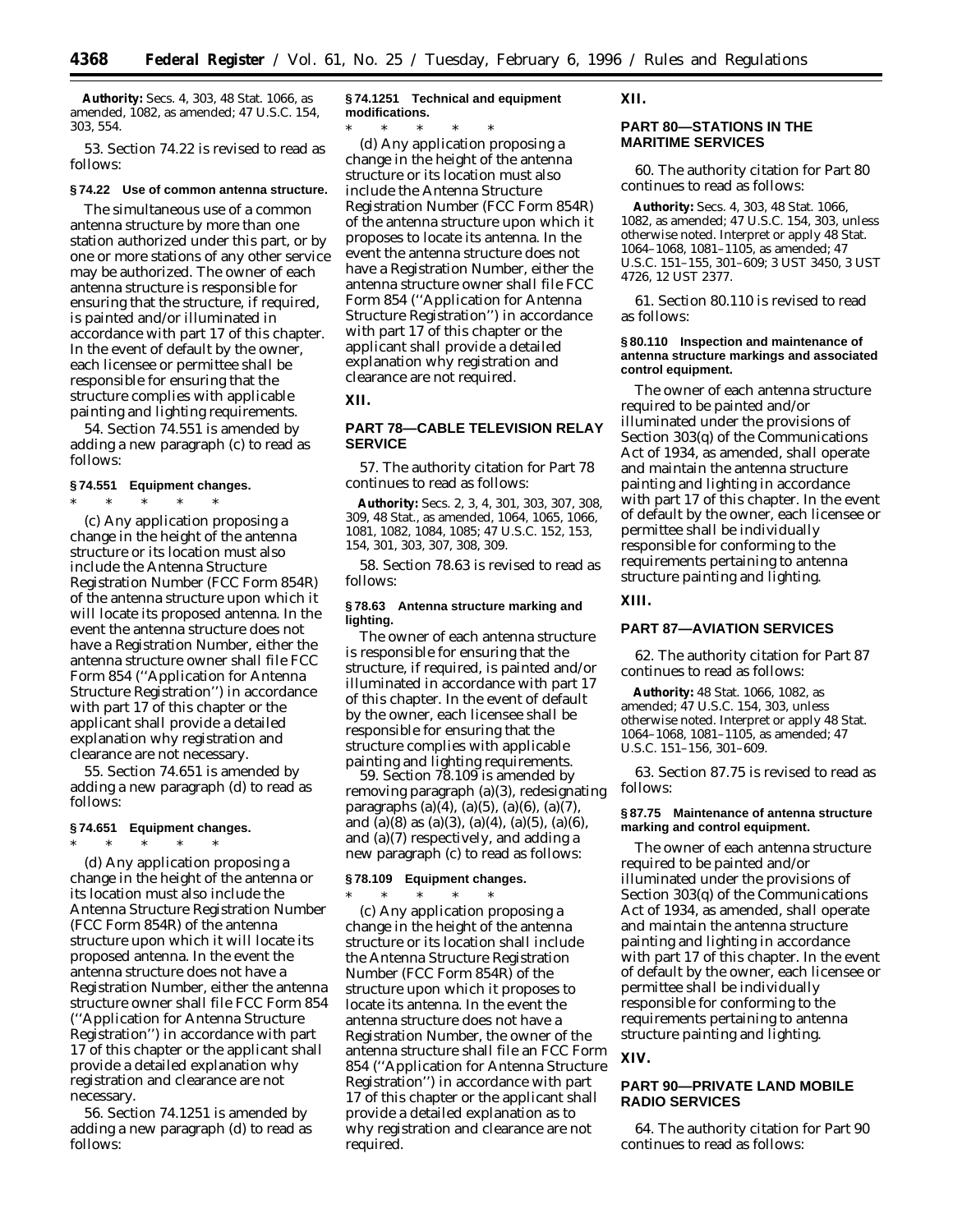**Authority:** Secs. 4, 303, 48 Stat. 1066, as amended, 1082, as amended; 47 U.S.C. 154, 303, 554.

53. Section 74.22 is revised to read as follows:

**§ 74.22 Use of common antenna structure.**

The simultaneous use of a common antenna structure by more than one station authorized under this part, or by one or more stations of any other service may be authorized. The owner of each antenna structure is responsible for ensuring that the structure, if required, is painted and/or illuminated in accordance with part 17 of this chapter. In the event of default by the owner, each licensee or permittee shall be responsible for ensuring that the structure complies with applicable painting and lighting requirements.

54. Section 74.551 is amended by adding a new paragraph (c) to read as follows:

**§ 74.551 Equipment changes.**

\* \* \* \* \*

(c) Any application proposing a change in the height of the antenna structure or its location must also include the Antenna Structure Registration Number (FCC Form 854R) of the antenna structure upon which it will locate its proposed antenna. In the event the antenna structure does not have a Registration Number, either the antenna structure owner shall file FCC Form 854 (''Application for Antenna Structure Registration'') in accordance with part 17 of this chapter or the applicant shall provide a detailed explanation why registration and clearance are not necessary.

55. Section 74.651 is amended by adding a new paragraph (d) to read as follows:

**§ 74.651 Equipment changes.**

\* \* \* \* \*

(d) Any application proposing a change in the height of the antenna or its location must also include the Antenna Structure Registration Number (FCC Form 854R) of the antenna structure upon which it will locate its proposed antenna. In the event the antenna structure does not have a Registration Number, either the antenna structure owner shall file FCC Form 854 (''Application for Antenna Structure Registration'') in accordance with part 17 of this chapter or the applicant shall provide a detailed explanation why registration and clearance are not necessary.

56. Section 74.1251 is amended by adding a new paragraph (d) to read as follows:

**§ 74.1251 Technical and equipment modifications.**

\* \* \* \* \*

(d) Any application proposing a change in the height of the antenna structure or its location must also include the Antenna Structure Registration Number (FCC Form 854R) of the antenna structure upon which it proposes to locate its antenna. In the event the antenna structure does not have a Registration Number, either the antenna structure owner shall file FCC Form 854 (''Application for Antenna Structure Registration'') in accordance with part 17 of this chapter or the applicant shall provide a detailed explanation why registration and clearance are not required.

## XII.

## PART 78—CABLE TELEVISION RELAY SERVICE

57. The authority citation for Part 78 continues to read as follows:

**Authority:** Secs. 2, 3, 4, 301, 303, 307, 308, 309, 48 Stat., as amended, 1064, 1065, 1066, 1081, 1082, 1084, 1085; 47 U.S.C. 152, 153, 154, 301, 303, 307, 308, 309.

58. Section 78.63 is revised to read as follows:

**§ 78.63 Antenna structure marking and lighting.**

The owner of each antenna structure is responsible for ensuring that the structure, if required, is painted and/or illuminated in accordance with part 17 of this chapter. In the event of default by the owner, each licensee shall be responsible for ensuring that the structure complies with applicable painting and lighting requirements.

59. Section 78.109 is amended by removing paragraph (a)(3), redesignating paragraphs (a)(4), (a)(5), (a)(6), (a)(7), and (a)(8) as (a)(3), (a)(4), (a)(5), (a)(6), and (a)(7) respectively, and adding a new paragraph (c) to read as follows:

**§ 78.109 Equipment changes.**

\* \* \* \* \*

(c) Any application proposing a change in the height of the antenna structure or its location shall include the Antenna Structure Registration Number (FCC Form 854R) of the structure upon which it proposes to locate its antenna. In the event the antenna structure does not have a Registration Number, the owner of the antenna structure shall file an FCC Form 854 (''Application for Antenna Structure Registration'') in accordance with part 17 of this chapter or the applicant shall provide a detailed explanation as to why registration and clearance are not required.

## XII.

## PART 80—STATIONS IN THE MARITIME SERVICES

60. The authority citation for Part 80 continues to read as follows:

**Authority:** Secs. 4, 303, 48 Stat. 1066, 1082, as amended; 47 U.S.C. 154, 303, unless otherwise noted. Interpret or apply 48 Stat. 1064–1068, 1081–1105, as amended; 47 U.S.C. 151–155, 301–609; 3 UST 3450, 3 UST 4726, 12 UST 2377.

61. Section 80.110 is revised to read as follows:

**§ 80.110 Inspection and maintenance of antenna structure markings and associated control equipment.**

The owner of each antenna structure required to be painted and/or illuminated under the provisions of Section 303(q) of the Communications Act of 1934, as amended, shall operate and maintain the antenna structure painting and lighting in accordance with part 17 of this chapter. In the event of default by the owner, each licensee or permittee shall be individually responsible for conforming to the requirements pertaining to antenna structure painting and lighting.

## XIII.

## PART 87—AVIATION SERVICES

62. The authority citation for Part 87 continues to read as follows:

**Authority:** 48 Stat. 1066, 1082, as amended; 47 U.S.C. 154, 303, unless otherwise noted. Interpret or apply 48 Stat. 1064–1068, 1081–1105, as amended; 47 U.S.C. 151–156, 301–609.

63. Section 87.75 is revised to read as follows:

**§ 87.75 Maintenance of antenna structure marking and control equipment.**

The owner of each antenna structure required to be painted and/or illuminated under the provisions of Section 303(q) of the Communications Act of 1934, as amended, shall operate and maintain the antenna structure painting and lighting in accordance with part 17 of this chapter. In the event of default by the owner, each licensee or permittee shall be individually responsible for conforming to the requirements pertaining to antenna structure painting and lighting.

## XIV.

## PART 90—PRIVATE LAND MOBILE RADIO SERVICES

64. The authority citation for Part 90 continues to read as follows: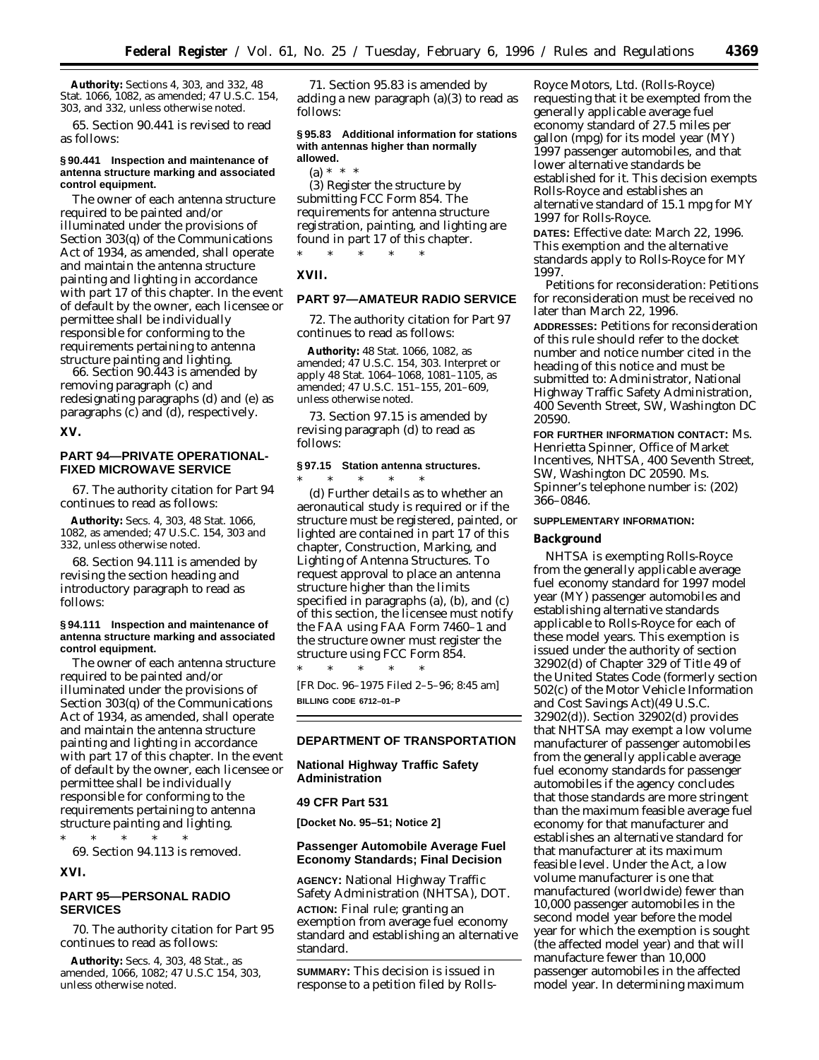**Authority:** Sections 4, 303, and 332, 48 Stat. 1066, 1082, as amended; 47 U.S.C. 154, 303, and 332, unless otherwise noted.

65. Section 90.441 is revised to read as follows:

**§ 90.441 Inspection and maintenance of antenna structure marking and associated control equipment.**

The owner of each antenna structure required to be painted and/or illuminated under the provisions of Section 303(q) of the Communications Act of 1934, as amended, shall operate and maintain the antenna structure painting and lighting in accordance with part 17 of this chapter. In the event of default by the owner, each licensee or permittee shall be individually responsible for conforming to the requirements pertaining to antenna structure painting and lighting.

66. Section 90.443 is amended by removing paragraph (c) and redesignating paragraphs (d) and (e) as paragraphs (c) and (d), respectively.

**XV.**

## PART 94—PRIVATE OPERATIONAL-FIXED MICROWAVE SERVICE

67. The authority citation for Part 94 continues to read as follows:

**Authority:** Secs. 4, 303, 48 Stat. 1066, 1082, as amended; 47 U.S.C. 154, 303 and 332, unless otherwise noted.

68. Section 94.111 is amended by revising the section heading and introductory paragraph to read as follows:

**§ 94.111 Inspection and maintenance of antenna structure marking and associated control equipment.**

The owner of each antenna structure required to be painted and/or illuminated under the provisions of Section 303(q) of the Communications Act of 1934, as amended, shall operate and maintain the antenna structure painting and lighting in accordance with part 17 of this chapter. In the event of default by the owner, each licensee or permittee shall be individually responsible for conforming to the requirements pertaining to antenna structure painting and lighting.

\* \* \* \* \*

69. Section 94.113 is removed.

**XVI.**

## PART 95—PERSONAL RADIO SERVICES

70. The authority citation for Part 95 continues to read as follows:

**Authority:** Secs. 4, 303, 48 Stat., as amended, 1066, 1082; 47 U.S.C 154, 303, unless otherwise noted.

71. Section 95.83 is amended by adding a new paragraph (a)(3) to read as follows:

**§ 95.83 Additional information for stations with antennas higher than normally allowed.**

(a) \* \* \*

(3) Register the structure by submitting FCC Form 854. The requirements for antenna structure registration, painting, and lighting are found in part 17 of this chapter.

\* \* \* \* \*

**XVII.**

## PART 97—AMATEUR RADIO SERVICE

72. The authority citation for Part 97 continues to read as follows:

**Authority:** 48 Stat. 1066, 1082, as amended; 47 U.S.C. 154, 303. Interpret or apply 48 Stat. 1064–1068, 1081–1105, as amended; 47 U.S.C. 151–155, 201–609, unless otherwise noted.

73. Section 97.15 is amended by revising paragraph (d) to read as follows:

**§ 97.15 Station antenna structures.**

\* \* \* \* \*

(d) Further details as to whether an aeronautical study is required or if the structure must be registered, painted, or lighted are contained in part 17 of this chapter, Construction, Marking, and Lighting of Antenna Structures. To request approval to place an antenna structure higher than the limits specified in paragraphs (a), (b), and (c) of this section, the licensee must notify the FAA using FAA Form 7460–1 and the structure owner must register the structure using FCC Form 854.

\* \* \* \* \*

[FR Doc. 96–1975 Filed 2–5–96; 8:45 am]

**BILLING CODE 6712–01–P**

---

## DEPARTMENT OF TRANSPORTATION

### National Highway Traffic Safety Administration

### 49 CFR Part 531

**[Docket No. 95–51; Notice 2]**

### Passenger Automobile Average Fuel Economy Standards; Final Decision

**AGENCY:** National Highway Traffic Safety Administration (NHTSA), DOT.

**ACTION:** Final rule; granting an exemption from average fuel economy standard and establishing an alternative standard.

**SUMMARY:** This decision is issued in response to a petition filed by Rolls-Royce Motors, Ltd. (Rolls-Royce) requesting that it be exempted from the generally applicable average fuel economy standard of 27.5 miles per gallon (mpg) for its model year (MY) 1997 passenger automobiles, and that lower alternative standards be established for it. This decision exempts Rolls-Royce and establishes an alternative standard of 15.1 mpg for MY 1997 for Rolls-Royce.

**DATES:** Effective date: March 22, 1996. This exemption and the alternative standards apply to Rolls-Royce for MY 1997.

Petitions for reconsideration: Petitions for reconsideration must be received no later than March 22, 1996.

**ADDRESSES:** Petitions for reconsideration of this rule should refer to the docket number and notice number cited in the heading of this notice and must be submitted to: Administrator, National Highway Traffic Safety Administration, 400 Seventh Street, SW, Washington DC 20590.

**FOR FURTHER INFORMATION CONTACT:** Ms. Henrietta Spinner, Office of Market Incentives, NHTSA, 400 Seventh Street, SW, Washington DC 20590. Ms. Spinner's telephone number is: (202) 366–0846.

**SUPPLEMENTARY INFORMATION:**

**Background**

NHTSA is exempting Rolls-Royce from the generally applicable average fuel economy standard for 1997 model year (MY) passenger automobiles and establishing alternative standards applicable to Rolls-Royce for each of these model years. This exemption is issued under the authority of section 32902(d) of Chapter 329 of Title 49 of the United States Code (formerly section 502(c) of the Motor Vehicle Information and Cost Savings Act)(49 U.S.C. 32902(d)). Section 32902(d) provides that NHTSA may exempt a low volume manufacturer of passenger automobiles from the generally applicable average fuel economy standards for passenger automobiles if the agency concludes that those standards are more stringent than the maximum feasible average fuel economy for that manufacturer and establishes an alternative standard for that manufacturer at its maximum feasible level. Under the Act, a low volume manufacturer is one that manufactured (worldwide) fewer than 10,000 passenger automobiles in the second model year before the model year for which the exemption is sought (the affected model year) and that will manufacture fewer than 10,000 passenger automobiles in the affected model year. In determining maximum